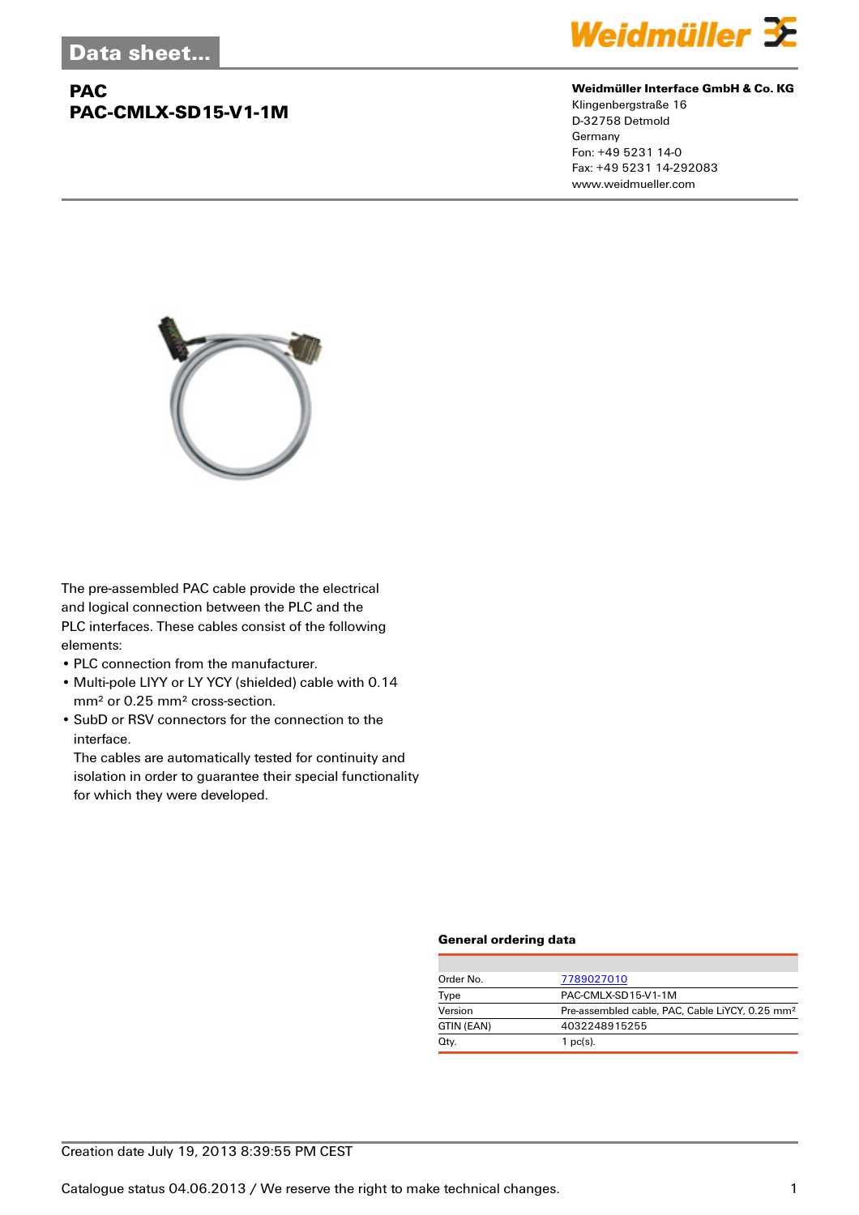Data sheet...

# PAC
## PAC-CMLX-SD15-V1-1M

**Weidmüller Interface GmbH & Co. KG**
Klingenbergstraße 16
D-32758 Detmold
Germany
Fon: +49 5231 14-0
Fax: +49 5231 14-292083
www.weidmueller.com

The pre-assembled PAC cable provide the electrical and logical connection between the PLC and the PLC interfaces. These cables consist of the following elements:

- PLC connection from the manufacturer.
- Multi-pole LIYY or LY YCY (shielded) cable with 0.14 mm² or 0.25 mm² cross-section.
- SubD or RSV connectors for the connection to the interface.
  The cables are automatically tested for continuity and isolation in order to guarantee their special functionality for which they were developed.

### General ordering data

| | |
|---|---|
| Order No. | 7789027010 |
| Type | PAC-CMLX-SD15-V1-1M |
| Version | Pre-assembled cable, PAC, Cable LiYCY, 0.25 mm² |
| GTIN (EAN) | 4032248915255 |
| Qty. | 1 pc(s). |

Creation date July 19, 2013 8:39:55 PM CEST

Catalogue status 04.06.2013 / We reserve the right to make technical changes.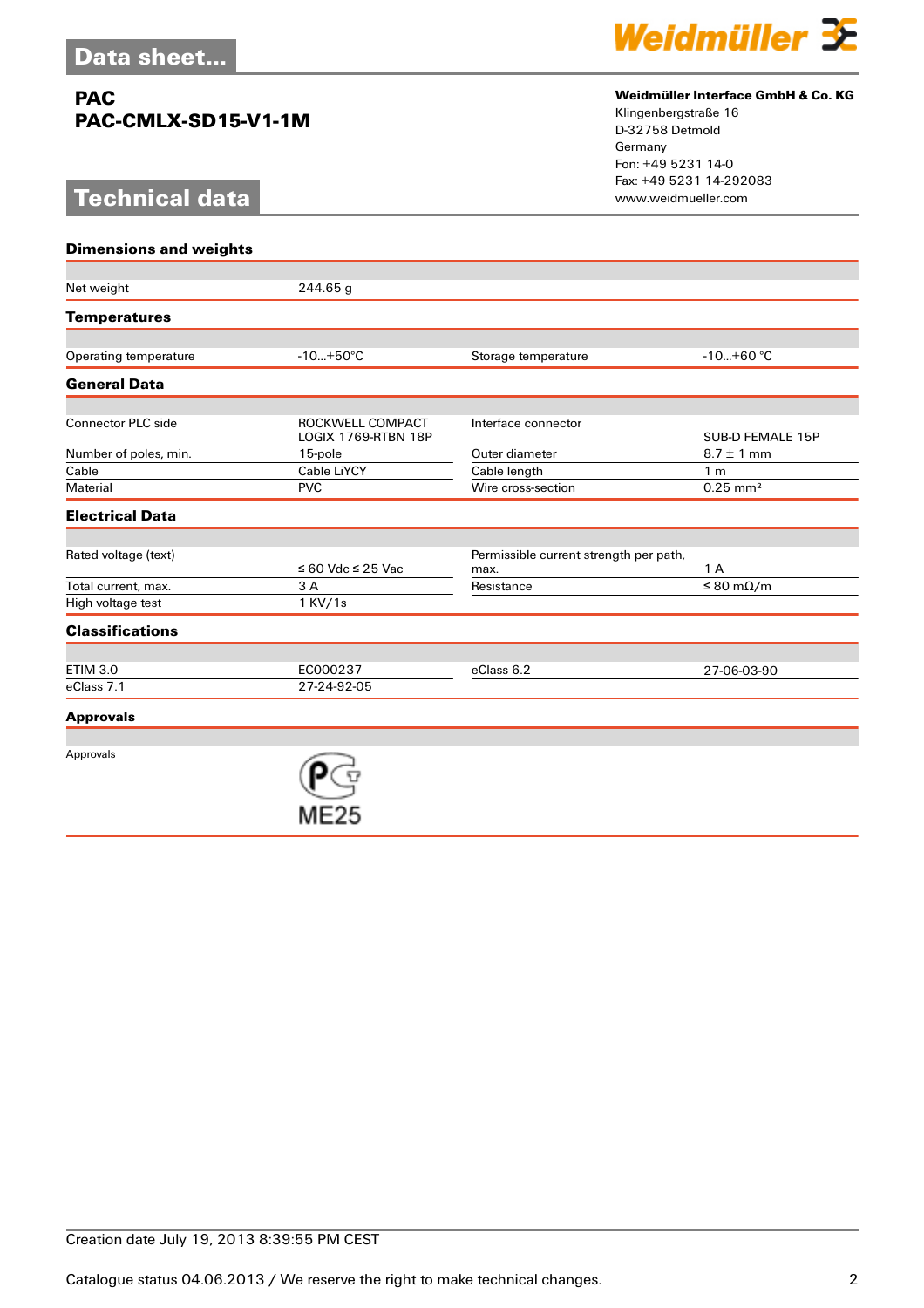# Data sheet...

## PAC
## PAC-CMLX-SD15-V1-1M

**Weidmüller Interface GmbH & Co. KG**
Klingenbergstraße 16
D-32758 Detmold
Germany
Fon: +49 5231 14-0
Fax: +49 5231 14-292083
www.weidmueller.com

# Technical data

### Dimensions and weights

| | | | |
|---|---|---|---|
| Net weight | 244.65 g | | |

### Temperatures

| | | | |
|---|---|---|---|
| Operating temperature | -10...+50°C | Storage temperature | -10...+60 °C |

### General Data

| | | | |
|---|---|---|---|
| Connector PLC side | ROCKWELL COMPACT LOGIX 1769-RTBN 18P | Interface connector | SUB-D FEMALE 15P |
| Number of poles, min. | 15-pole | Outer diameter | 8.7 ± 1 mm |
| Cable | Cable LiYCY | Cable length | 1 m |
| Material | PVC | Wire cross-section | 0.25 mm² |

### Electrical Data

| | | | |
|---|---|---|---|
| Rated voltage (text) | ≤ 60 Vdc ≤ 25 Vac | Permissible current strength per path, max. | 1 A |
| Total current, max. | 3 A | Resistance | ≤ 80 mΩ/m |
| High voltage test | 1 KV/1s | | |

### Classifications

| | | | |
|---|---|---|---|
| ETIM 3.0 | EC000237 | eClass 6.2 | 27-06-03-90 |
| eClass 7.1 | 27-24-92-05 | | |

### Approvals

Approvals

ME25

Creation date July 19, 2013 8:39:55 PM CEST

Catalogue status 04.06.2013 / We reserve the right to make technical changes.